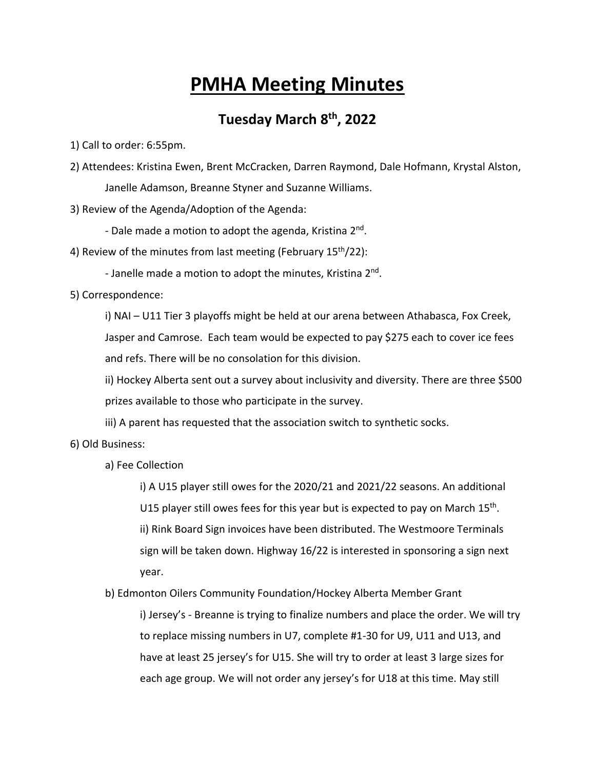# PMHA Meeting Minutes

## Tuesday March 8th, 2022

1) Call to order: 6:55pm.

2) Attendees: Kristina Ewen, Brent McCracken, Darren Raymond, Dale Hofmann, Krystal Alston, Janelle Adamson, Breanne Styner and Suzanne Williams.

3) Review of the Agenda/Adoption of the Agenda:

   - Dale made a motion to adopt the agenda, Kristina 2nd.

4) Review of the minutes from last meeting (February 15th/22):

   - Janelle made a motion to adopt the minutes, Kristina 2nd.

5) Correspondence:

   i) NAI – U11 Tier 3 playoffs might be held at our arena between Athabasca, Fox Creek, Jasper and Camrose. Each team would be expected to pay $275 each to cover ice fees and refs. There will be no consolation for this division.

   ii) Hockey Alberta sent out a survey about inclusivity and diversity. There are three $500 prizes available to those who participate in the survey.

   iii) A parent has requested that the association switch to synthetic socks.

6) Old Business:

   a) Fee Collection

      i) A U15 player still owes for the 2020/21 and 2021/22 seasons. An additional U15 player still owes fees for this year but is expected to pay on March 15th.

      ii) Rink Board Sign invoices have been distributed. The Westmoore Terminals sign will be taken down. Highway 16/22 is interested in sponsoring a sign next year.

   b) Edmonton Oilers Community Foundation/Hockey Alberta Member Grant

      i) Jersey's - Breanne is trying to finalize numbers and place the order. We will try to replace missing numbers in U7, complete #1-30 for U9, U11 and U13, and have at least 25 jersey's for U15. She will try to order at least 3 large sizes for each age group. We will not order any jersey's for U18 at this time. May still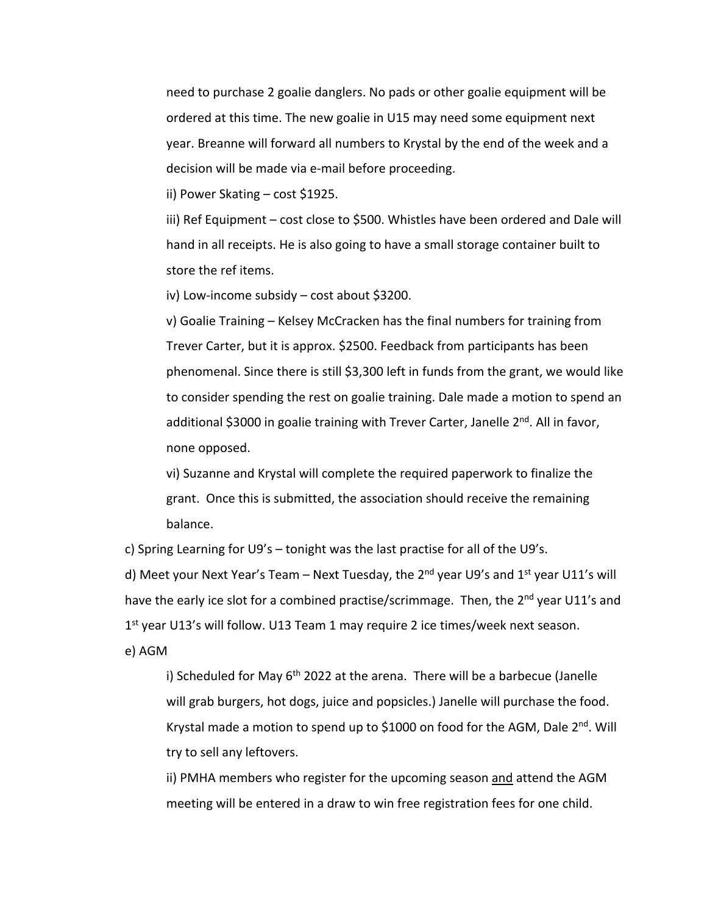need to purchase 2 goalie danglers. No pads or other goalie equipment will be ordered at this time. The new goalie in U15 may need some equipment next year. Breanne will forward all numbers to Krystal by the end of the week and a decision will be made via e-mail before proceeding.

ii) Power Skating – cost $1925.

iii) Ref Equipment – cost close to $500. Whistles have been ordered and Dale will hand in all receipts. He is also going to have a small storage container built to store the ref items.

iv) Low-income subsidy – cost about $3200.

v) Goalie Training – Kelsey McCracken has the final numbers for training from Trever Carter, but it is approx. $2500. Feedback from participants has been phenomenal. Since there is still $3,300 left in funds from the grant, we would like to consider spending the rest on goalie training. Dale made a motion to spend an additional $3000 in goalie training with Trever Carter, Janelle 2nd. All in favor, none opposed.

vi) Suzanne and Krystal will complete the required paperwork to finalize the grant. Once this is submitted, the association should receive the remaining balance.

c) Spring Learning for U9's – tonight was the last practise for all of the U9's.

d) Meet your Next Year's Team – Next Tuesday, the 2nd year U9's and 1st year U11's will have the early ice slot for a combined practise/scrimmage. Then, the 2nd year U11's and 1st year U13's will follow. U13 Team 1 may require 2 ice times/week next season.

e) AGM

i) Scheduled for May 6th 2022 at the arena. There will be a barbecue (Janelle will grab burgers, hot dogs, juice and popsicles.) Janelle will purchase the food. Krystal made a motion to spend up to $1000 on food for the AGM, Dale 2nd. Will try to sell any leftovers.

ii) PMHA members who register for the upcoming season <u>and</u> attend the AGM meeting will be entered in a draw to win free registration fees for one child.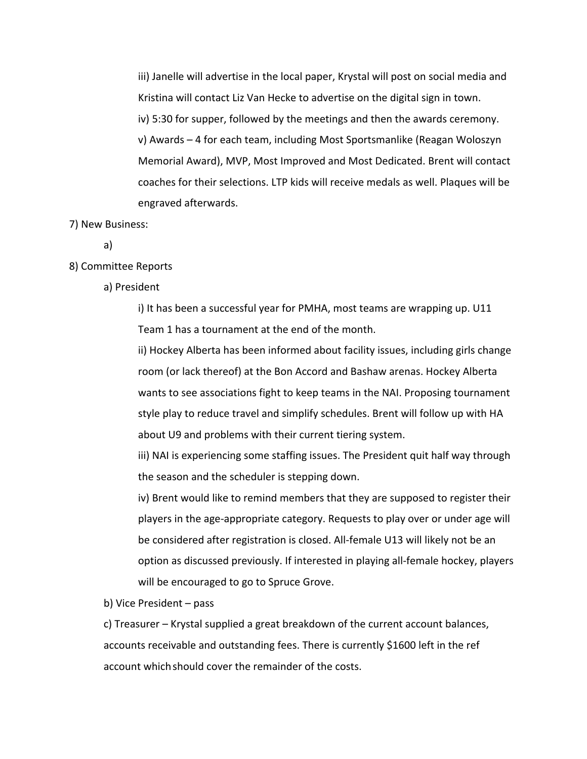iii) Janelle will advertise in the local paper, Krystal will post on social media and Kristina will contact Liz Van Hecke to advertise on the digital sign in town.

iv) 5:30 for supper, followed by the meetings and then the awards ceremony.

v) Awards – 4 for each team, including Most Sportsmanlike (Reagan Woloszyn Memorial Award), MVP, Most Improved and Most Dedicated. Brent will contact coaches for their selections. LTP kids will receive medals as well. Plaques will be engraved afterwards.

7) New Business:

a)

8) Committee Reports

a) President

i) It has been a successful year for PMHA, most teams are wrapping up. U11 Team 1 has a tournament at the end of the month.

ii) Hockey Alberta has been informed about facility issues, including girls change room (or lack thereof) at the Bon Accord and Bashaw arenas. Hockey Alberta wants to see associations fight to keep teams in the NAI. Proposing tournament style play to reduce travel and simplify schedules. Brent will follow up with HA about U9 and problems with their current tiering system.

iii) NAI is experiencing some staffing issues. The President quit half way through the season and the scheduler is stepping down.

iv) Brent would like to remind members that they are supposed to register their players in the age-appropriate category. Requests to play over or under age will be considered after registration is closed. All-female U13 will likely not be an option as discussed previously. If interested in playing all-female hockey, players will be encouraged to go to Spruce Grove.

b) Vice President – pass

c) Treasurer – Krystal supplied a great breakdown of the current account balances, accounts receivable and outstanding fees. There is currently $1600 left in the ref account which should cover the remainder of the costs.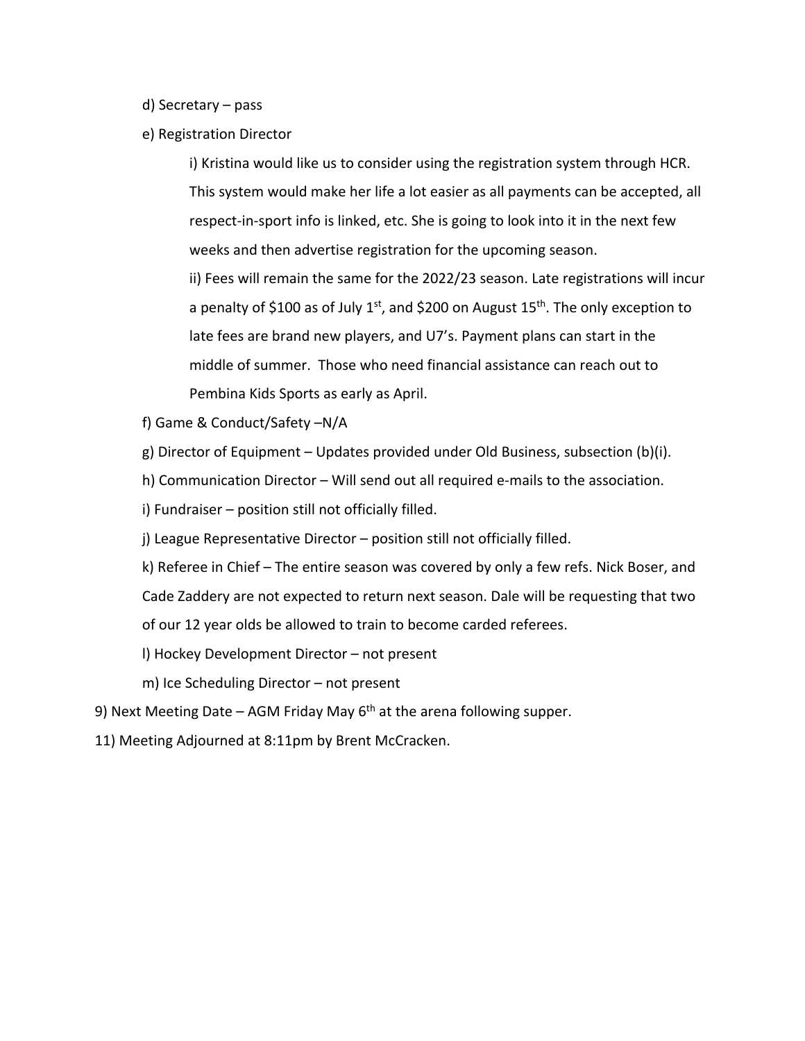d) Secretary – pass

e) Registration Director

i) Kristina would like us to consider using the registration system through HCR. This system would make her life a lot easier as all payments can be accepted, all respect-in-sport info is linked, etc. She is going to look into it in the next few weeks and then advertise registration for the upcoming season.

ii) Fees will remain the same for the 2022/23 season. Late registrations will incur a penalty of \$100 as of July 1st, and \$200 on August 15th. The only exception to late fees are brand new players, and U7's. Payment plans can start in the middle of summer. Those who need financial assistance can reach out to Pembina Kids Sports as early as April.

f) Game & Conduct/Safety –N/A

g) Director of Equipment – Updates provided under Old Business, subsection (b)(i).

h) Communication Director – Will send out all required e-mails to the association.

i) Fundraiser – position still not officially filled.

j) League Representative Director – position still not officially filled.

k) Referee in Chief – The entire season was covered by only a few refs. Nick Boser, and Cade Zaddery are not expected to return next season. Dale will be requesting that two of our 12 year olds be allowed to train to become carded referees.

l) Hockey Development Director – not present

m) Ice Scheduling Director – not present

9) Next Meeting Date – AGM Friday May 6th at the arena following supper.

11) Meeting Adjourned at 8:11pm by Brent McCracken.